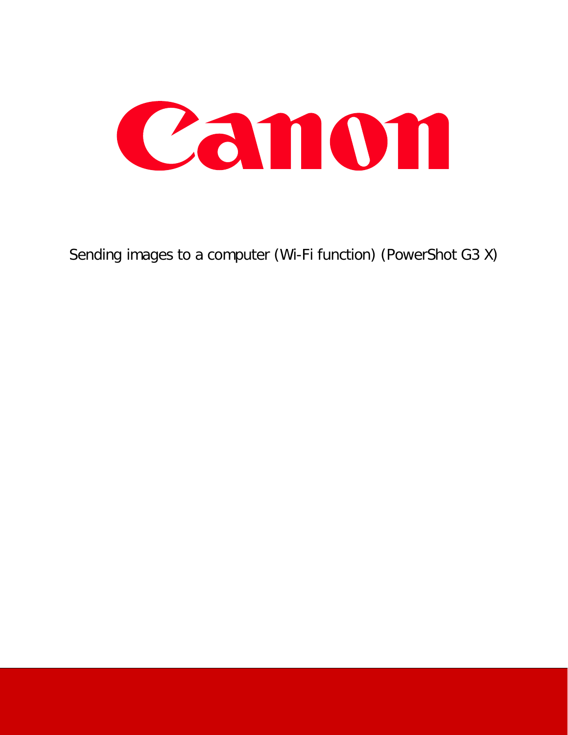# Canon

Sending images to a computer (Wi-Fi function) (PowerShot G3 X)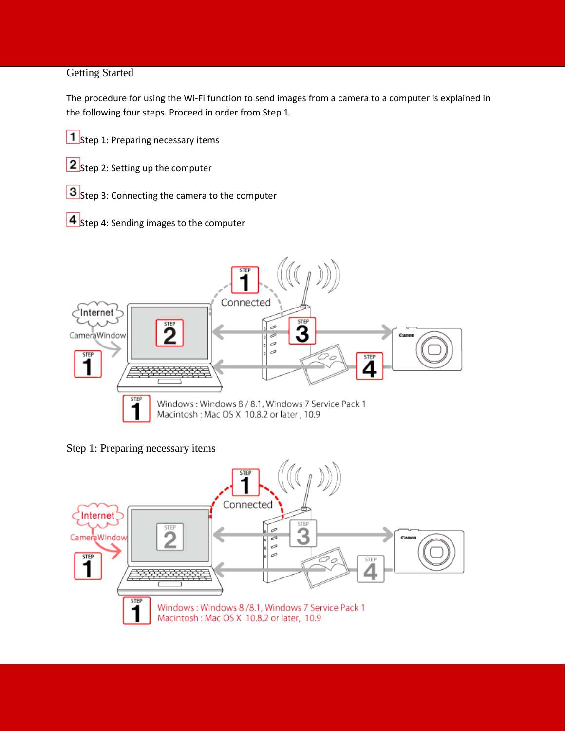## Getting Started

The procedure for using the Wi-Fi function to send images from a camera to a computer is explained in the following four steps. Proceed in order from Step 1.

1 Step 1: Preparing necessary items

2 Step 2: Setting up the computer

3 Step 3: Connecting the camera to the computer

4 Step 4: Sending images to the computer

## Step 1: Preparing necessary items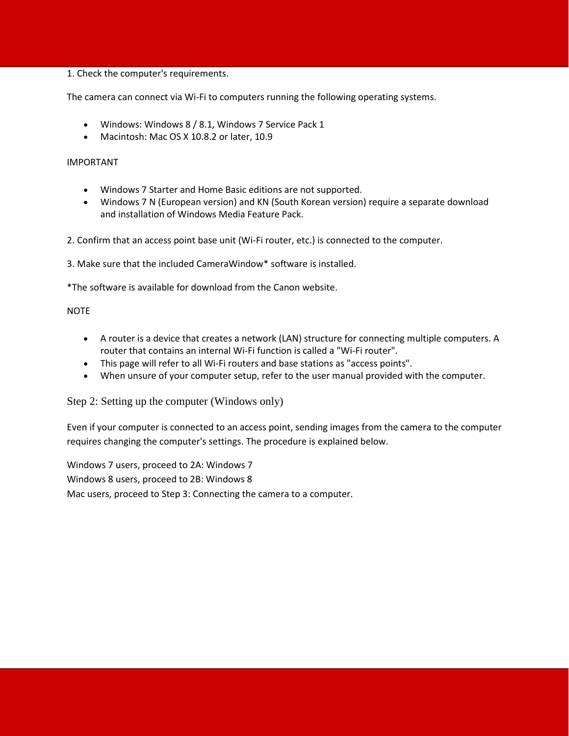1. Check the computer's requirements.

The camera can connect via Wi-Fi to computers running the following operating systems.

- Windows: Windows 8 / 8.1, Windows 7 Service Pack 1
- Macintosh: Mac OS X 10.8.2 or later, 10.9

IMPORTANT

- Windows 7 Starter and Home Basic editions are not supported.
- Windows 7 N (European version) and KN (South Korean version) require a separate download and installation of Windows Media Feature Pack.

2. Confirm that an access point base unit (Wi-Fi router, etc.) is connected to the computer.

3. Make sure that the included CameraWindow* software is installed.

*The software is available for download from the Canon website.

NOTE

- A router is a device that creates a network (LAN) structure for connecting multiple computers. A router that contains an internal Wi-Fi function is called a "Wi-Fi router".
- This page will refer to all Wi-Fi routers and base stations as "access points".
- When unsure of your computer setup, refer to the user manual provided with the computer.

## Step 2: Setting up the computer (Windows only)

Even if your computer is connected to an access point, sending images from the camera to the computer requires changing the computer's settings. The procedure is explained below.

Windows 7 users, proceed to 2A: Windows 7
Windows 8 users, proceed to 2B: Windows 8
Mac users, proceed to Step 3: Connecting the camera to a computer.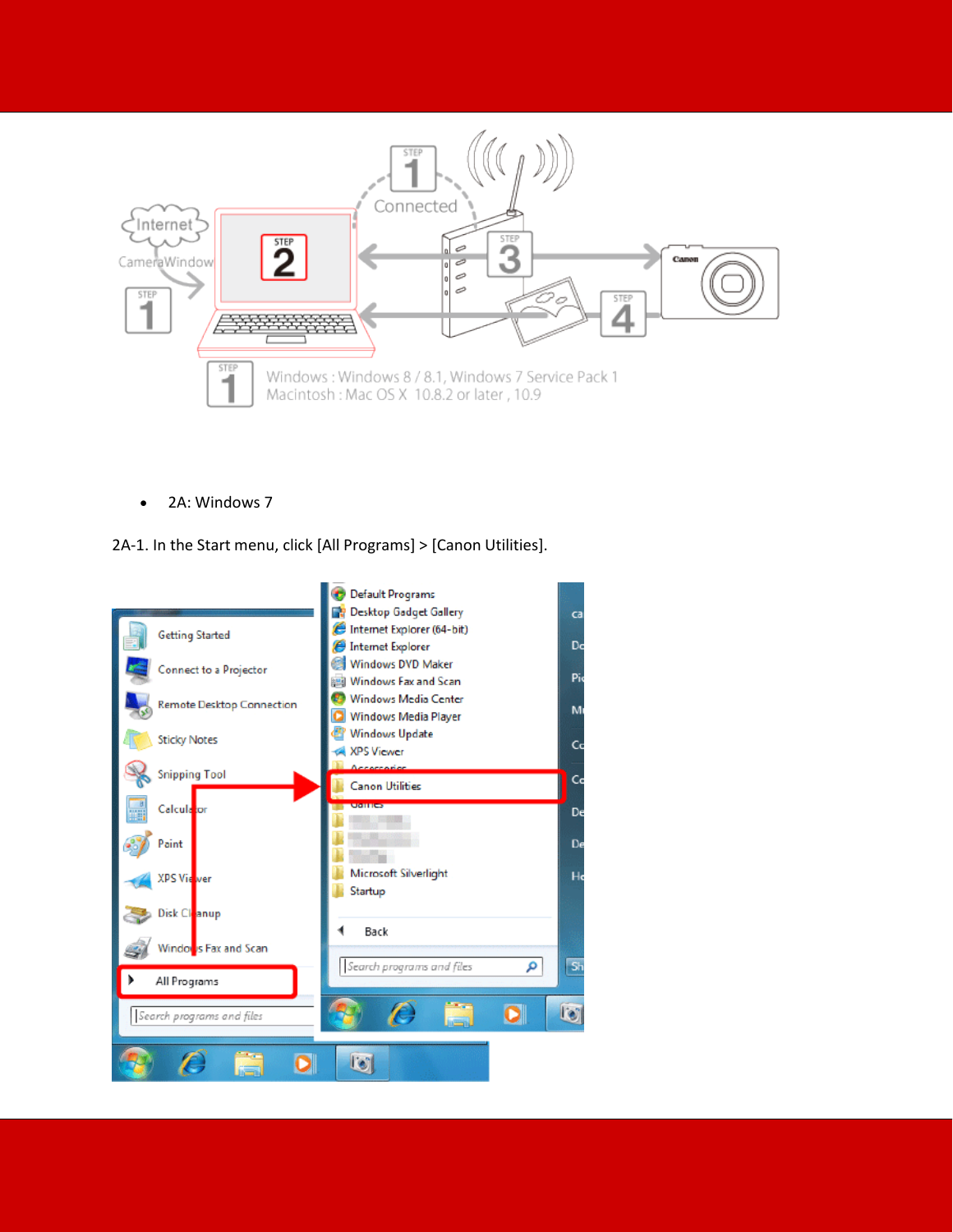- 2A: Windows 7

2A-1. In the Start menu, click [All Programs] > [Canon Utilities].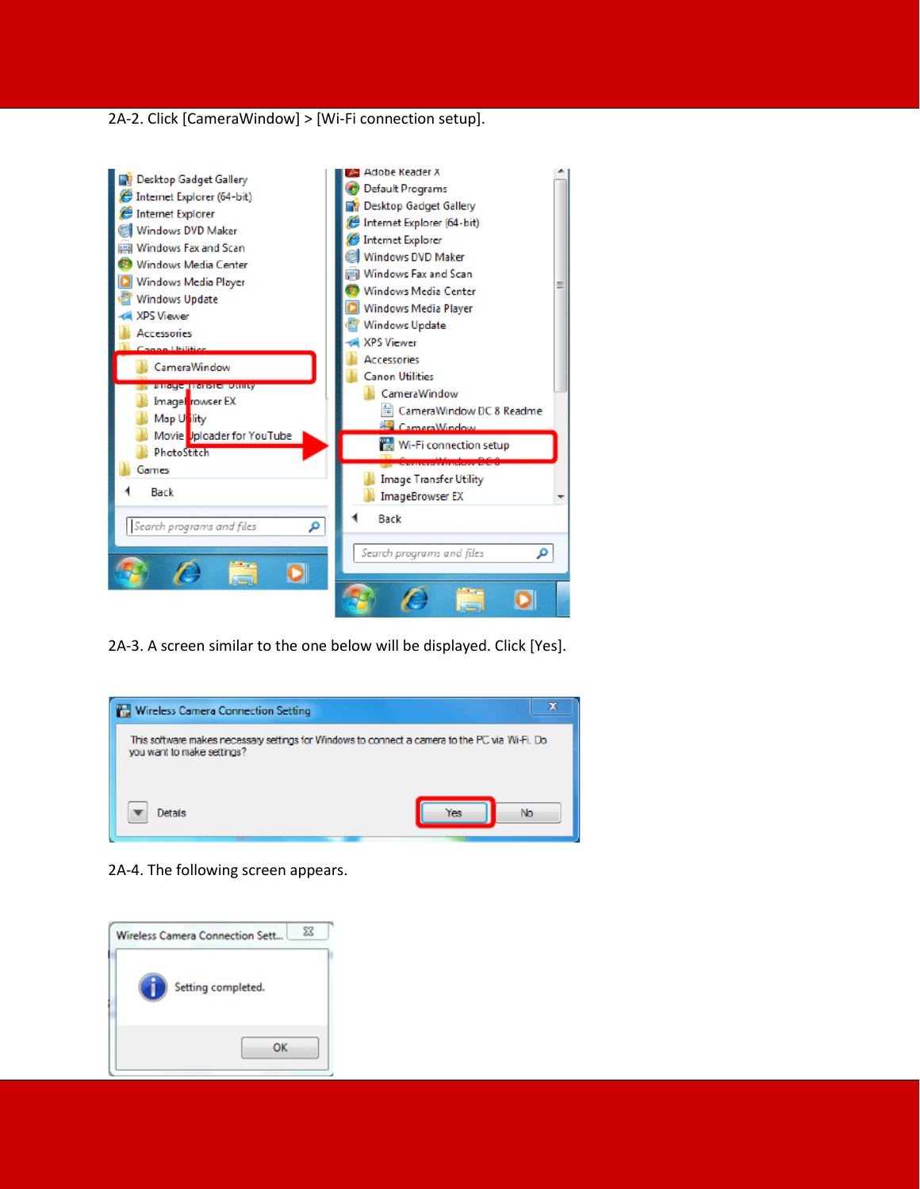2A-2. Click [CameraWindow] > [Wi-Fi connection setup].

2A-3. A screen similar to the one below will be displayed. Click [Yes].

2A-4. The following screen appears.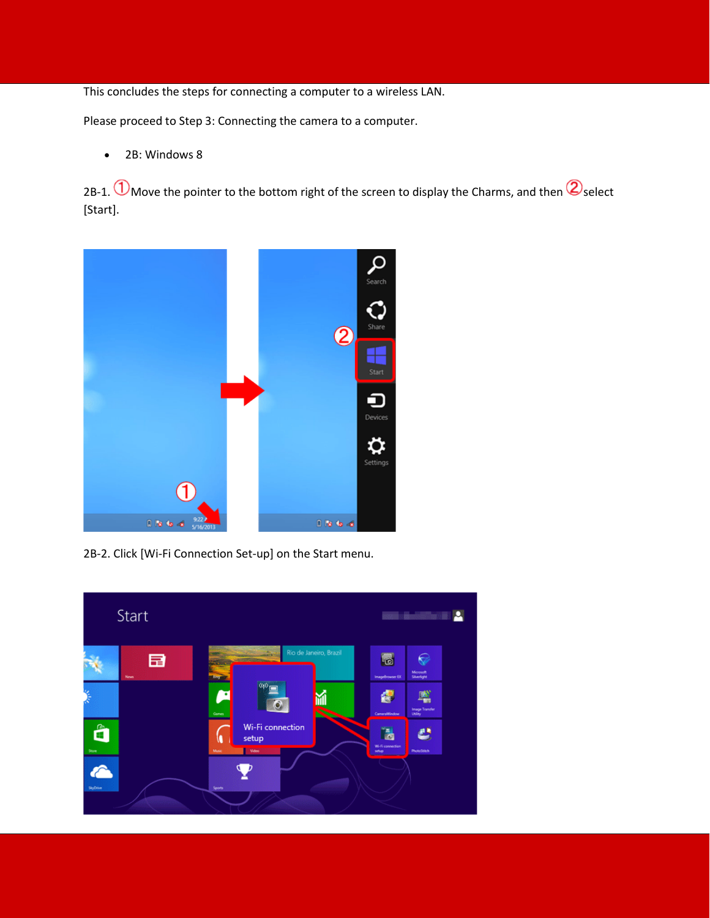This concludes the steps for connecting a computer to a wireless LAN.

Please proceed to Step 3: Connecting the camera to a computer.

- 2B: Windows 8

2B-1. ①Move the pointer to the bottom right of the screen to display the Charms, and then ②select [Start].

2B-2. Click [Wi-Fi Connection Set-up] on the Start menu.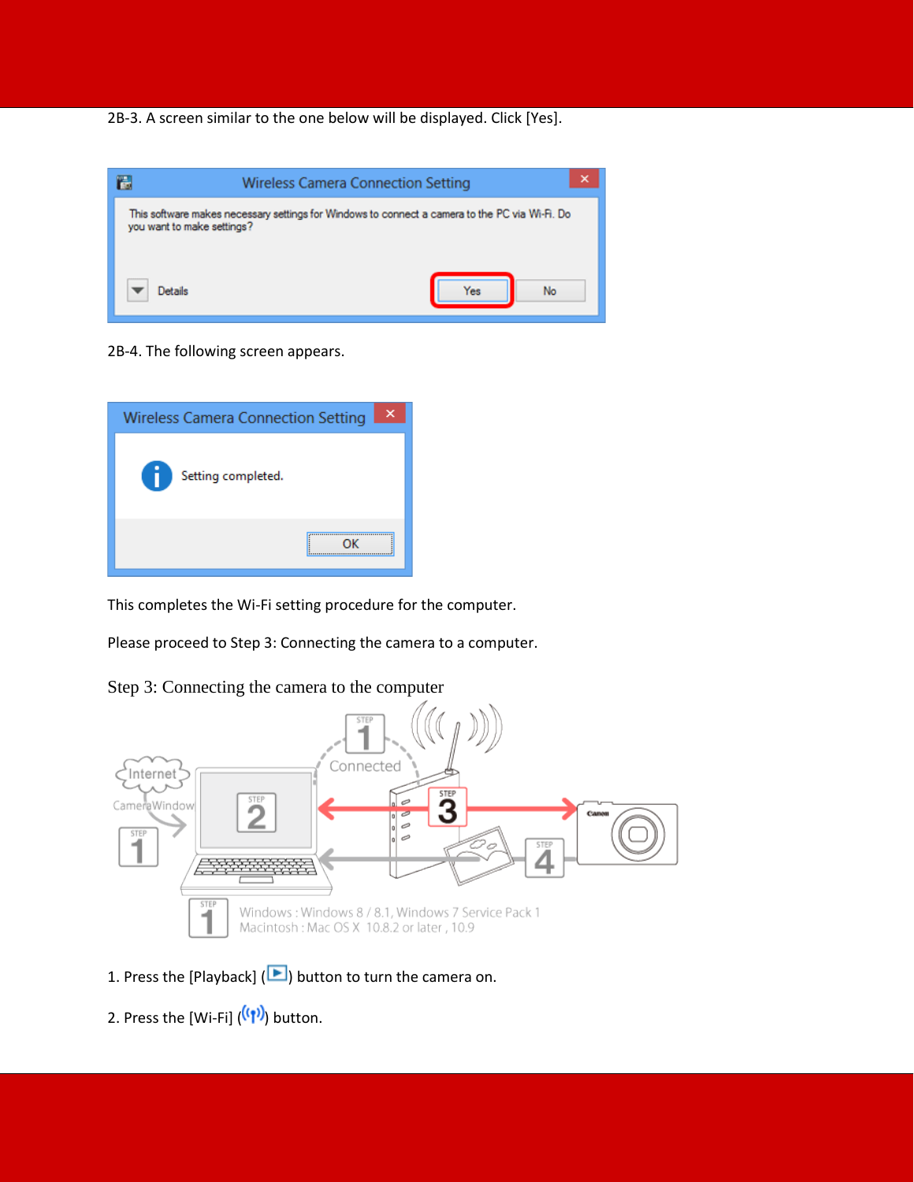2B-3. A screen similar to the one below will be displayed. Click [Yes].

2B-4. The following screen appears.

This completes the Wi-Fi setting procedure for the computer.

Please proceed to Step 3: Connecting the camera to a computer.

## Step 3: Connecting the camera to the computer

1. Press the [Playback] ( ) button to turn the camera on.

2. Press the [Wi-Fi] ( ) button.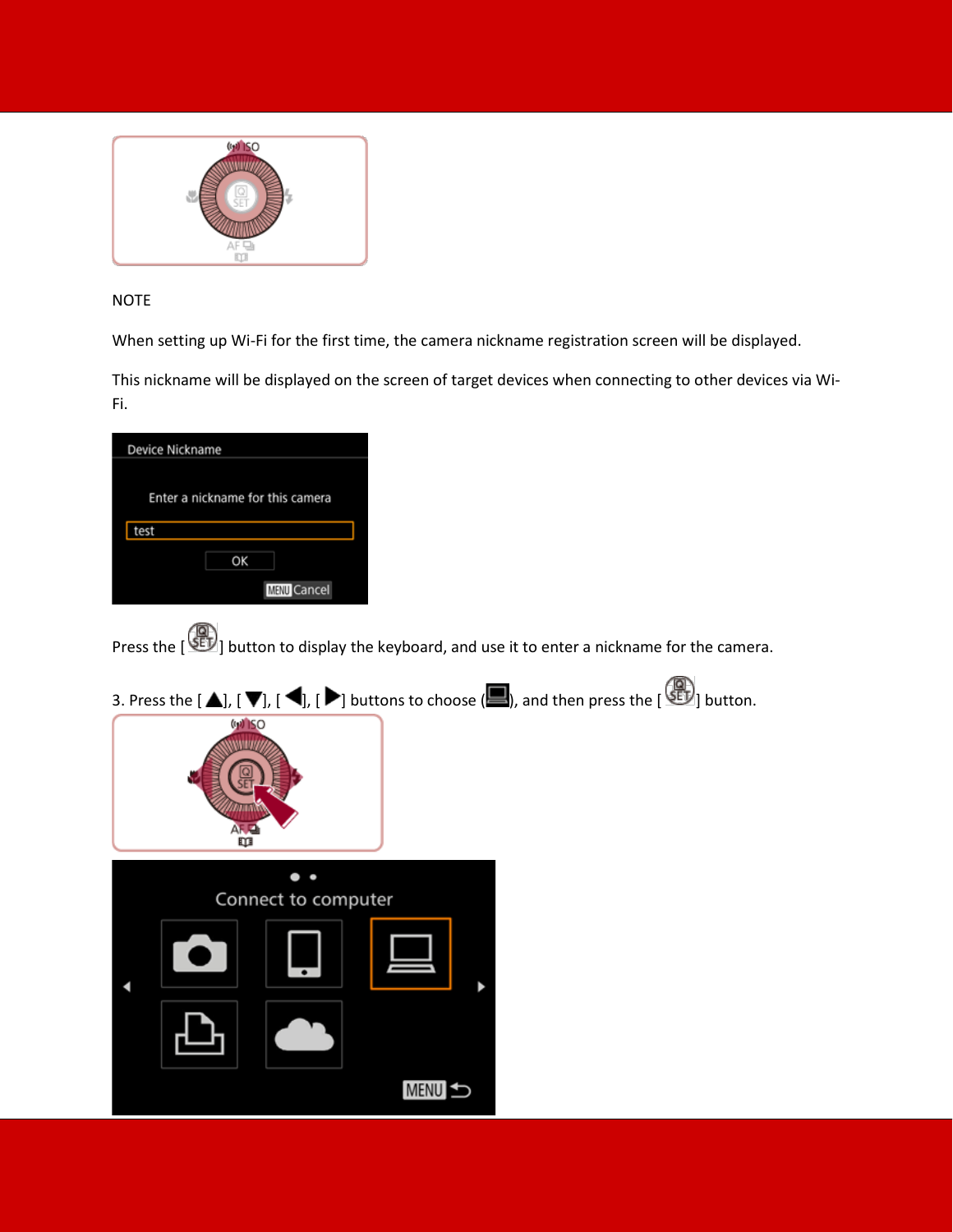NOTE

When setting up Wi-Fi for the first time, the camera nickname registration screen will be displayed.

This nickname will be displayed on the screen of target devices when connecting to other devices via Wi-Fi.

Press the [ ] button to display the keyboard, and use it to enter a nickname for the camera.

3. Press the [ ▲], [ ▼], [ ◀], [ ▶] buttons to choose ( ), and then press the [ ] button.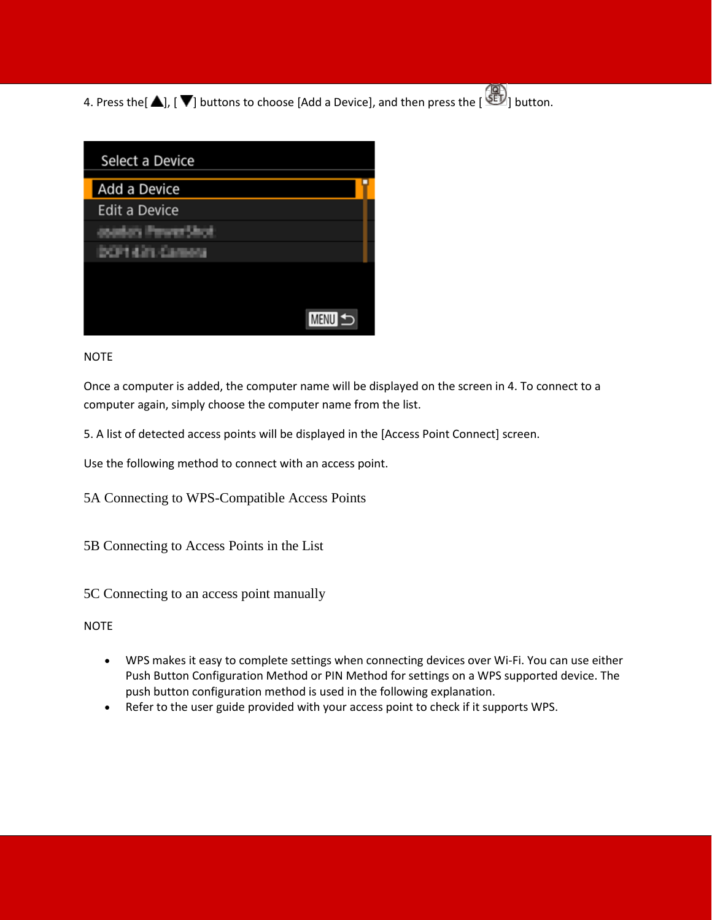4. Press the[ ▲], [ ▼] buttons to choose [Add a Device], and then press the [ SET ] button.

NOTE

Once a computer is added, the computer name will be displayed on the screen in 4. To connect to a computer again, simply choose the computer name from the list.

5. A list of detected access points will be displayed in the [Access Point Connect] screen.

Use the following method to connect with an access point.

### 5A Connecting to WPS-Compatible Access Points

### 5B Connecting to Access Points in the List

### 5C Connecting to an access point manually

NOTE

- WPS makes it easy to complete settings when connecting devices over Wi-Fi. You can use either Push Button Configuration Method or PIN Method for settings on a WPS supported device. The push button configuration method is used in the following explanation.
- Refer to the user guide provided with your access point to check if it supports WPS.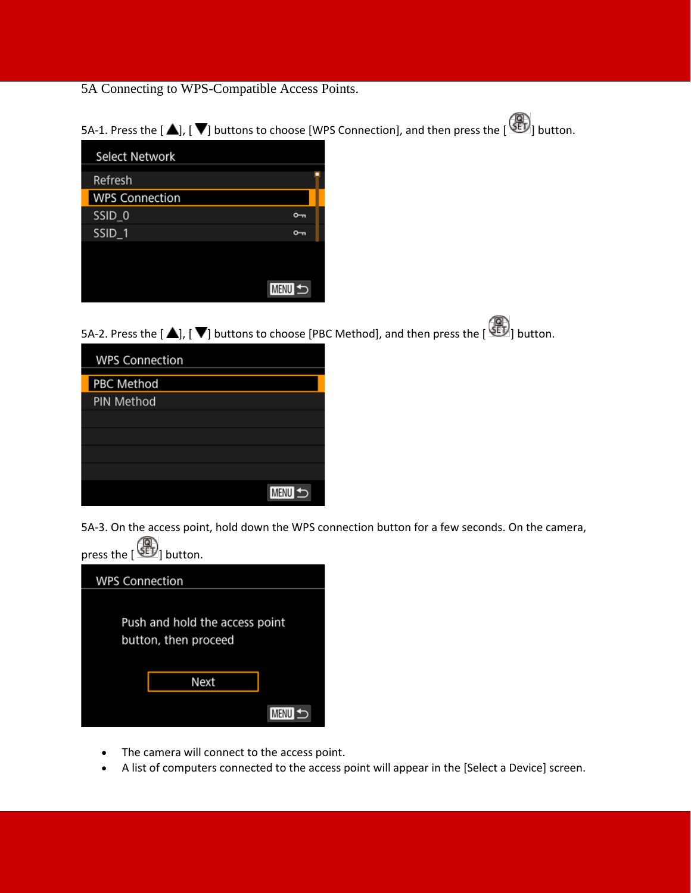5A Connecting to WPS-Compatible Access Points.

5A-1. Press the [ ▲], [ ▼] buttons to choose [WPS Connection], and then press the [ SET ] button.

5A-2. Press the [ ▲], [ ▼] buttons to choose [PBC Method], and then press the [ SET ] button.

5A-3. On the access point, hold down the WPS connection button for a few seconds. On the camera, press the [ SET ] button.

- The camera will connect to the access point.
- A list of computers connected to the access point will appear in the [Select a Device] screen.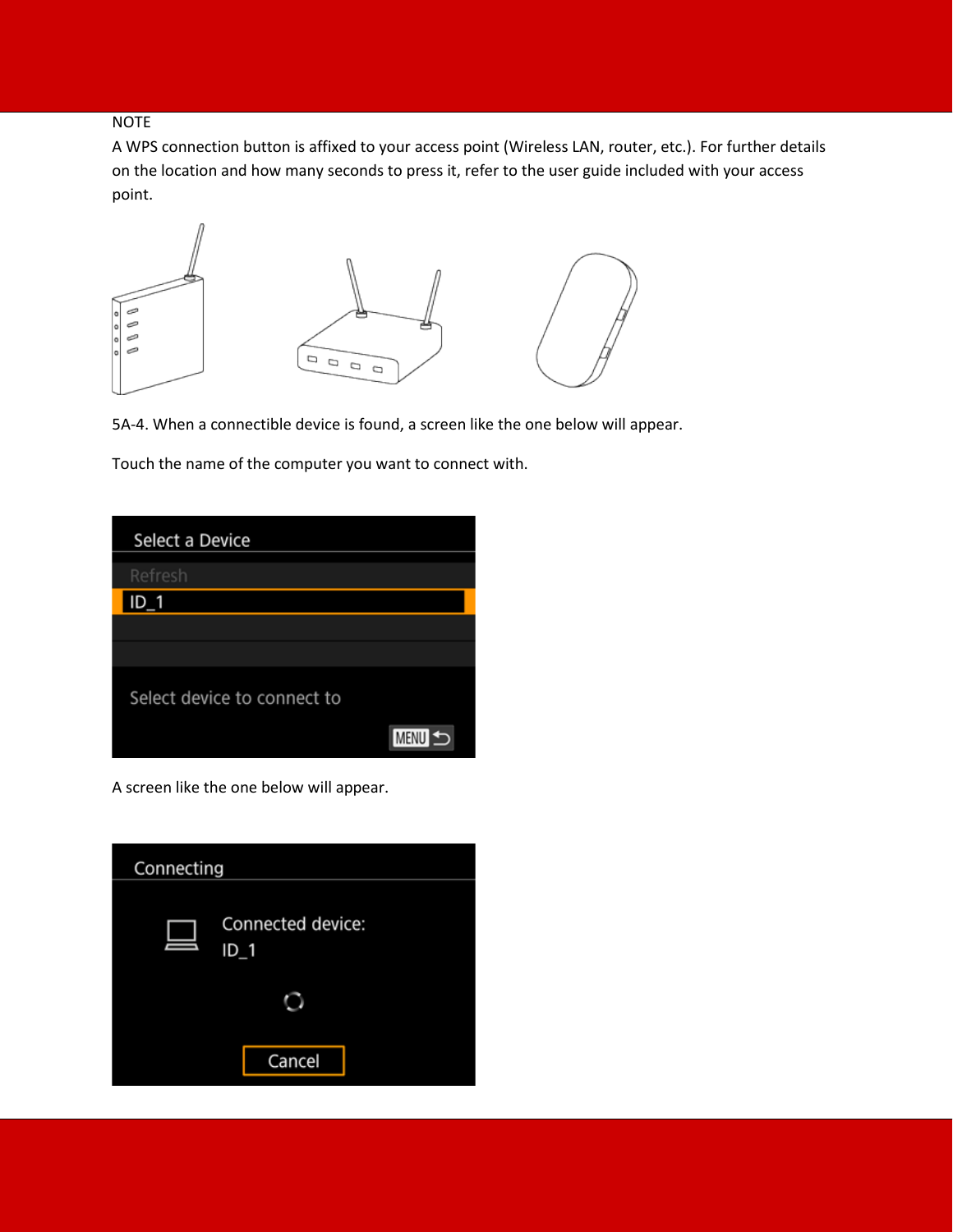NOTE

A WPS connection button is affixed to your access point (Wireless LAN, router, etc.). For further details on the location and how many seconds to press it, refer to the user guide included with your access point.

5A-4. When a connectible device is found, a screen like the one below will appear.

Touch the name of the computer you want to connect with.

A screen like the one below will appear.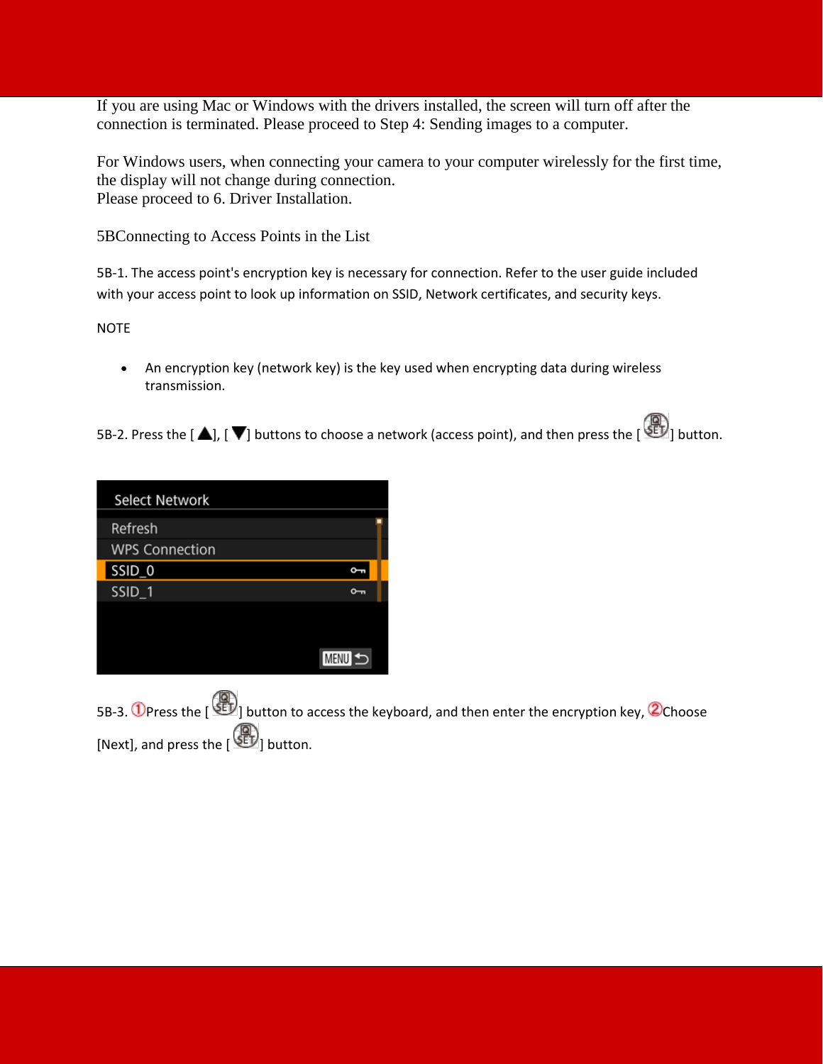If you are using Mac or Windows with the drivers installed, the screen will turn off after the connection is terminated. Please proceed to Step 4: Sending images to a computer.

For Windows users, when connecting your camera to your computer wirelessly for the first time, the display will not change during connection.
Please proceed to 6. Driver Installation.

## 5BConnecting to Access Points in the List

5B-1. The access point's encryption key is necessary for connection. Refer to the user guide included with your access point to look up information on SSID, Network certificates, and security keys.

NOTE

- An encryption key (network key) is the key used when encrypting data during wireless transmission.

5B-2. Press the [ ▲], [ ▼] buttons to choose a network (access point), and then press the [ SET ] button.

5B-3. ①Press the [ SET ] button to access the keyboard, and then enter the encryption key, ②Choose [Next], and press the [ SET ] button.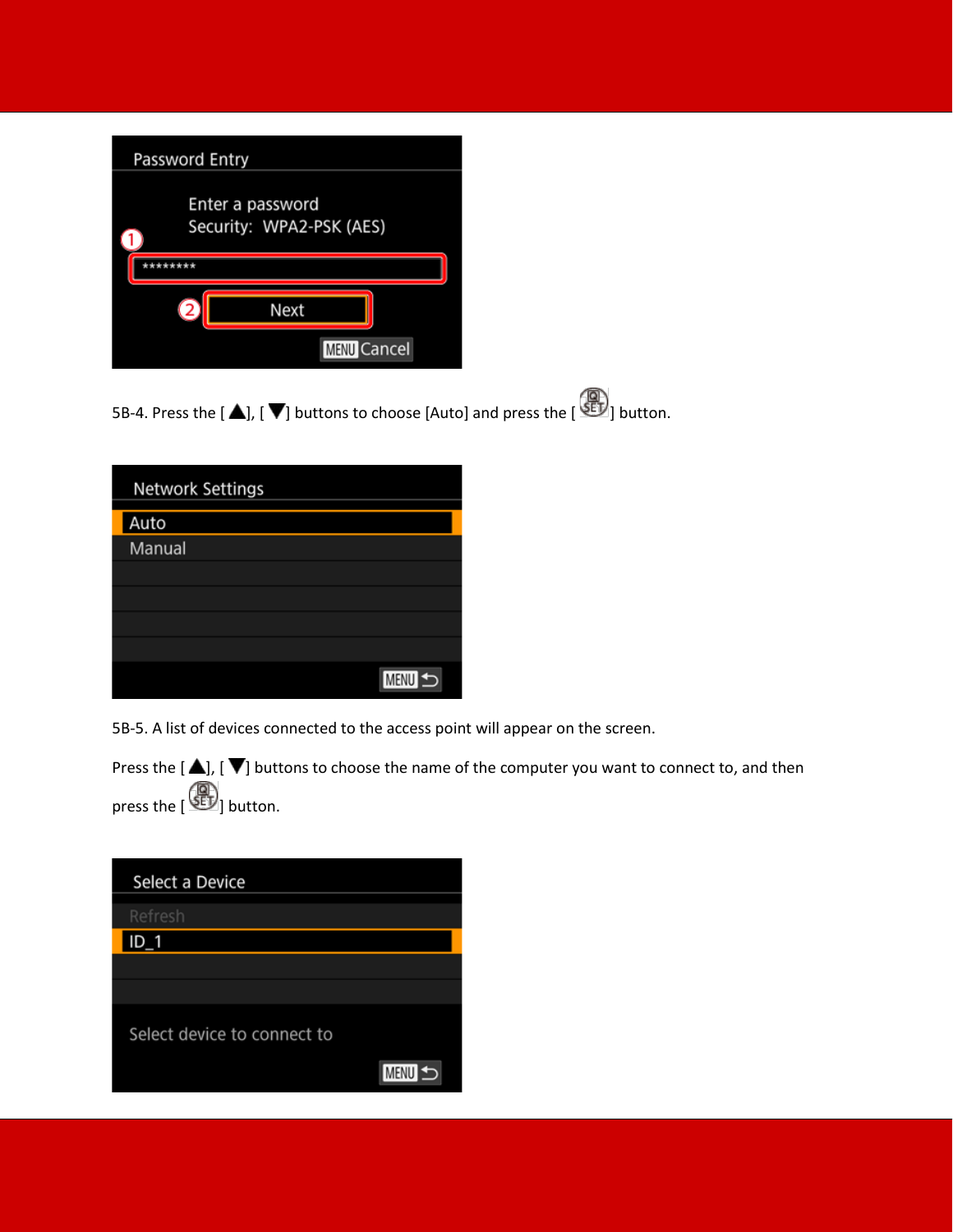Password Entry

Enter a password
Security: WPA2-PSK (AES)

①
********

② Next

MENU Cancel

5B-4. Press the [ ▲], [ ▼] buttons to choose [Auto] and press the [ SET ] button.

Network Settings

Auto
Manual

MENU ⮌

5B-5. A list of devices connected to the access point will appear on the screen.

Press the [ ▲], [ ▼] buttons to choose the name of the computer you want to connect to, and then press the [ SET ] button.

Select a Device

Refresh
ID_1

Select device to connect to

MENU ⮌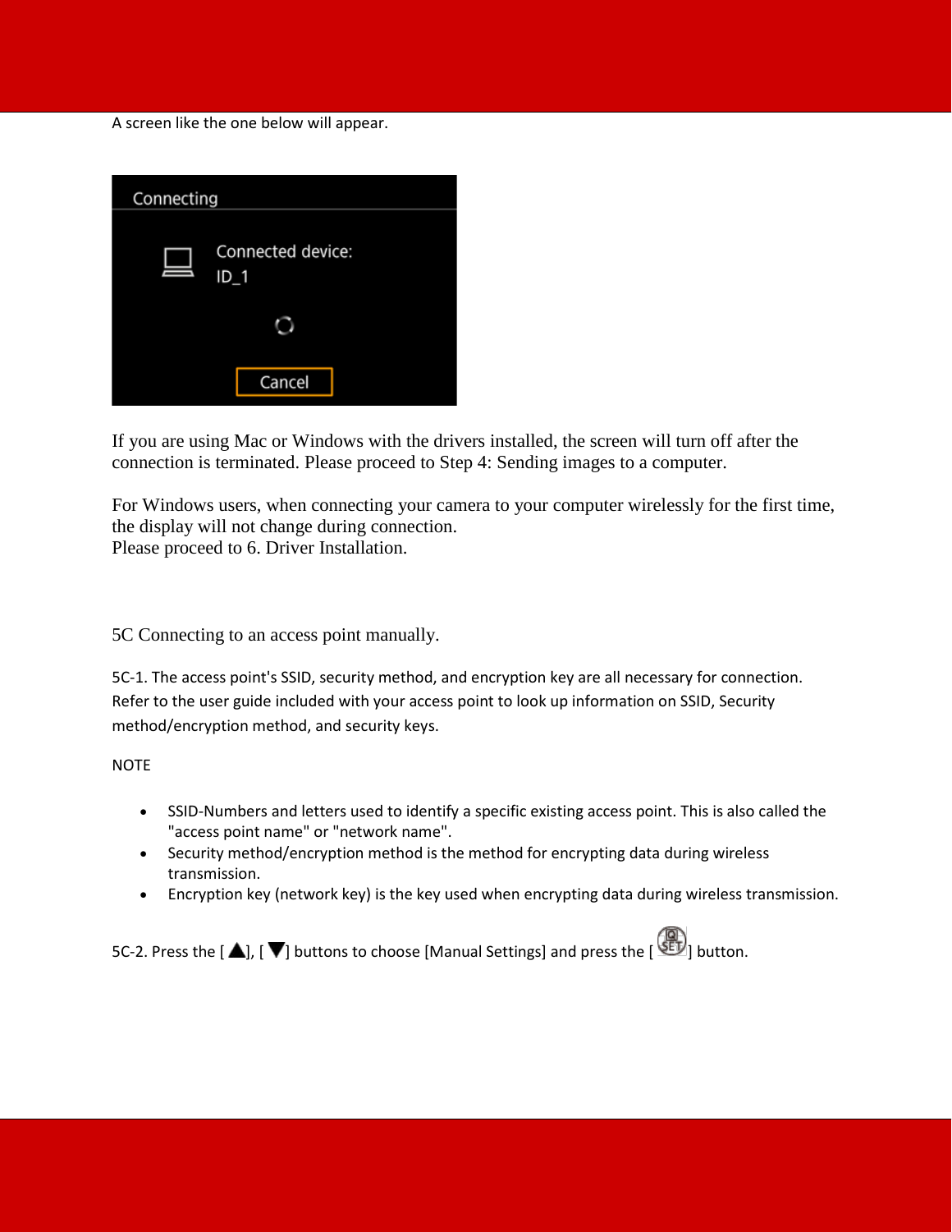A screen like the one below will appear.

If you are using Mac or Windows with the drivers installed, the screen will turn off after the connection is terminated. Please proceed to Step 4: Sending images to a computer.

For Windows users, when connecting your camera to your computer wirelessly for the first time, the display will not change during connection.
Please proceed to 6. Driver Installation.

## 5C Connecting to an access point manually.

5C-1. The access point's SSID, security method, and encryption key are all necessary for connection. Refer to the user guide included with your access point to look up information on SSID, Security method/encryption method, and security keys.

NOTE

- SSID-Numbers and letters used to identify a specific existing access point. This is also called the "access point name" or "network name".
- Security method/encryption method is the method for encrypting data during wireless transmission.
- Encryption key (network key) is the key used when encrypting data during wireless transmission.

5C-2. Press the [ ▲], [ ▼] buttons to choose [Manual Settings] and press the [ SET ] button.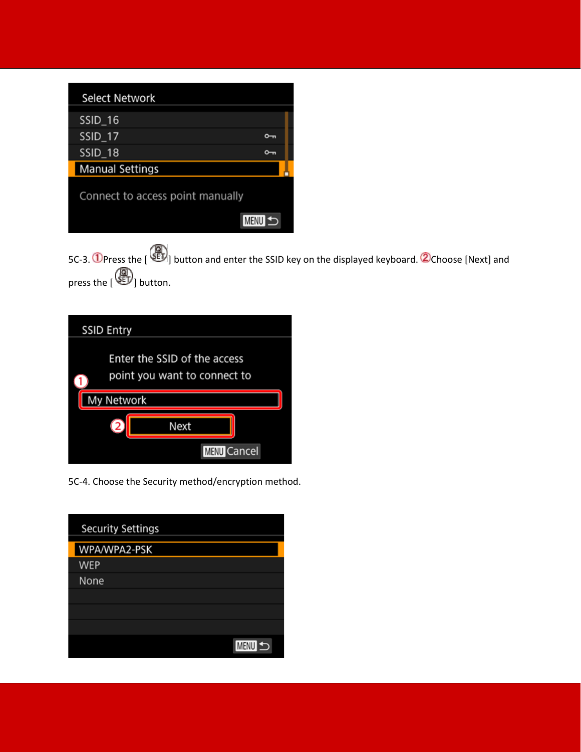Select Network

SSID_16
SSID_17
SSID_18
Manual Settings

Connect to access point manually

MENU

5C-3. ①Press the [SET] button and enter the SSID key on the displayed keyboard. ②Choose [Next] and press the [SET] button.

SSID Entry

Enter the SSID of the access point you want to connect to

My Network

Next

MENU Cancel

5C-4. Choose the Security method/encryption method.

Security Settings

WPA/WPA2-PSK
WEP
None

MENU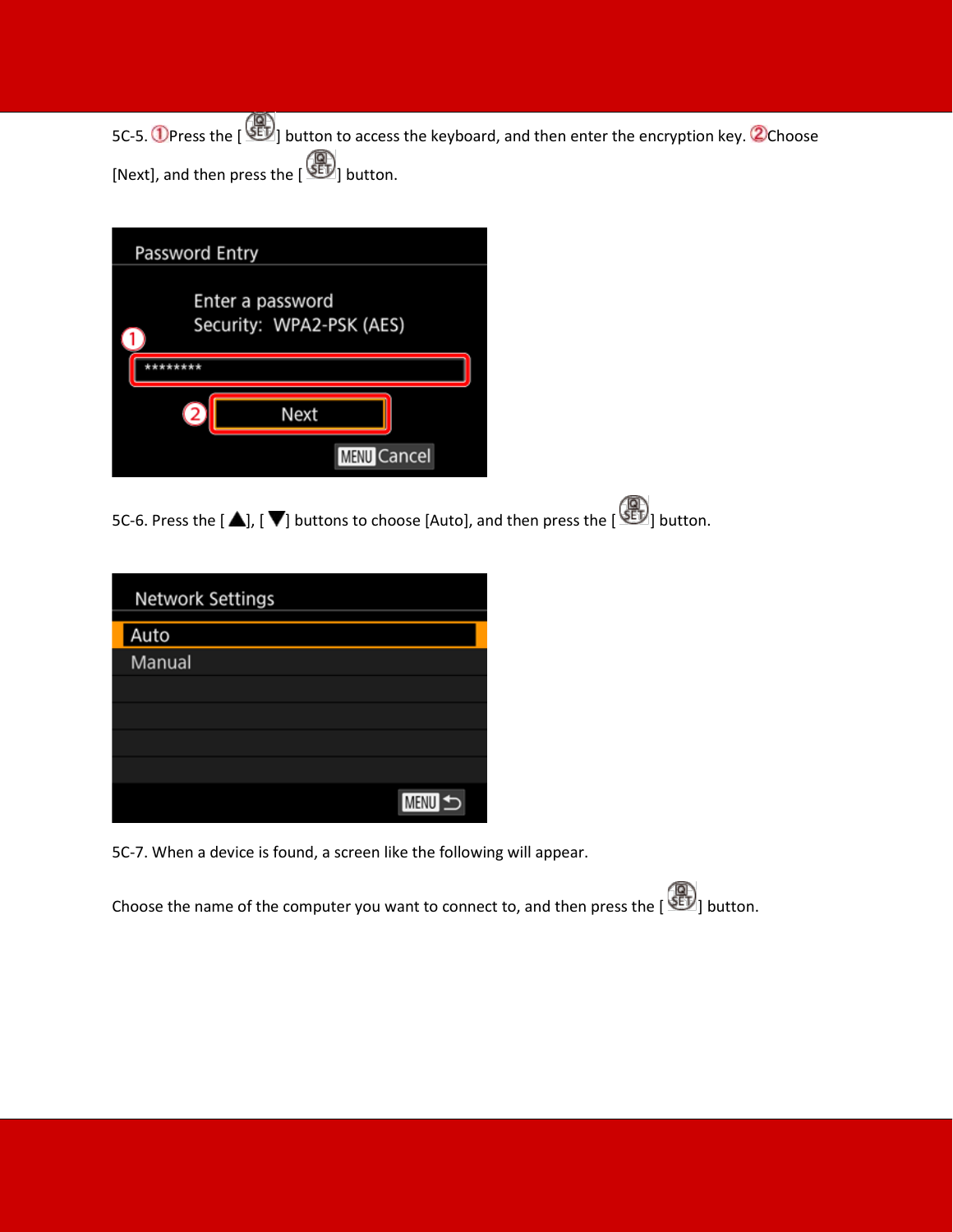5C-5. ①Press the [ SET ] button to access the keyboard, and then enter the encryption key. ②Choose [Next], and then press the [ SET ] button.

Password Entry

Enter a password
Security: WPA2-PSK (AES)

********

Next

MENU Cancel

5C-6. Press the [ ▲], [ ▼] buttons to choose [Auto], and then press the [ SET ] button.

Network Settings

Auto
Manual

MENU ↩

5C-7. When a device is found, a screen like the following will appear.

Choose the name of the computer you want to connect to, and then press the [ SET ] button.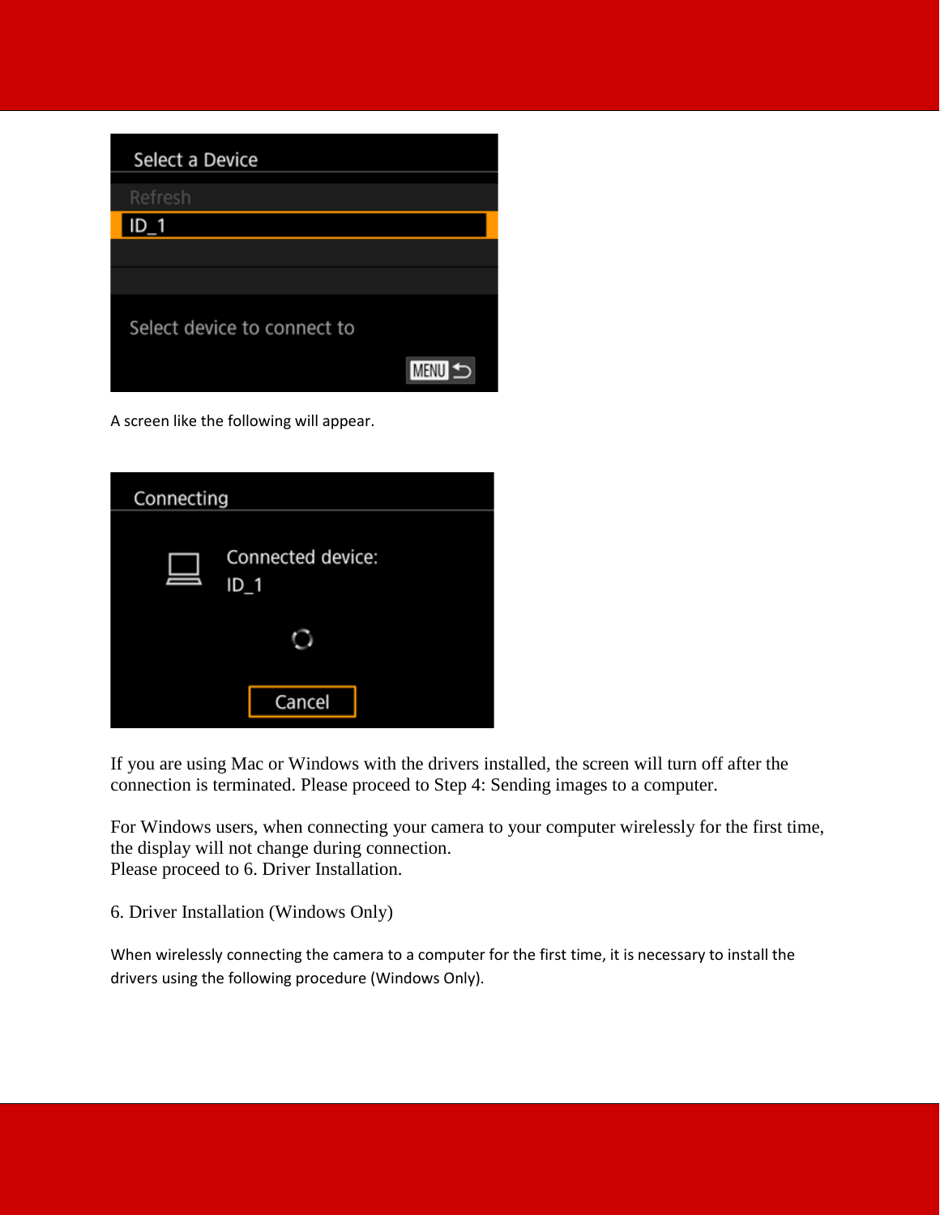A screen like the following will appear.

If you are using Mac or Windows with the drivers installed, the screen will turn off after the connection is terminated. Please proceed to Step 4: Sending images to a computer.

For Windows users, when connecting your camera to your computer wirelessly for the first time, the display will not change during connection.
Please proceed to 6. Driver Installation.

## 6. Driver Installation (Windows Only)

When wirelessly connecting the camera to a computer for the first time, it is necessary to install the drivers using the following procedure (Windows Only).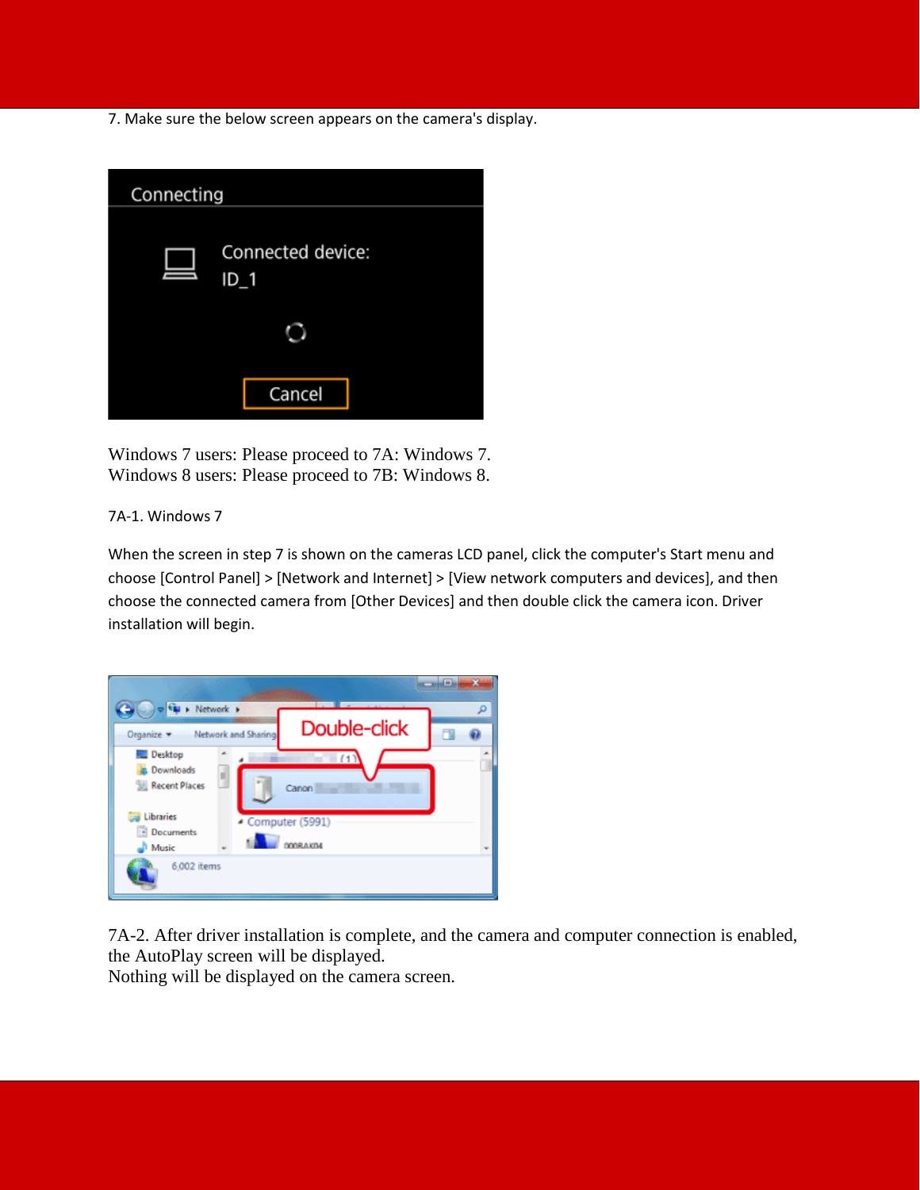7. Make sure the below screen appears on the camera's display.

Windows 7 users: Please proceed to 7A: Windows 7.
Windows 8 users: Please proceed to 7B: Windows 8.

7A-1. Windows 7

When the screen in step 7 is shown on the cameras LCD panel, click the computer's Start menu and choose [Control Panel] > [Network and Internet] > [View network computers and devices], and then choose the connected camera from [Other Devices] and then double click the camera icon. Driver installation will begin.

7A-2. After driver installation is complete, and the camera and computer connection is enabled, the AutoPlay screen will be displayed.
Nothing will be displayed on the camera screen.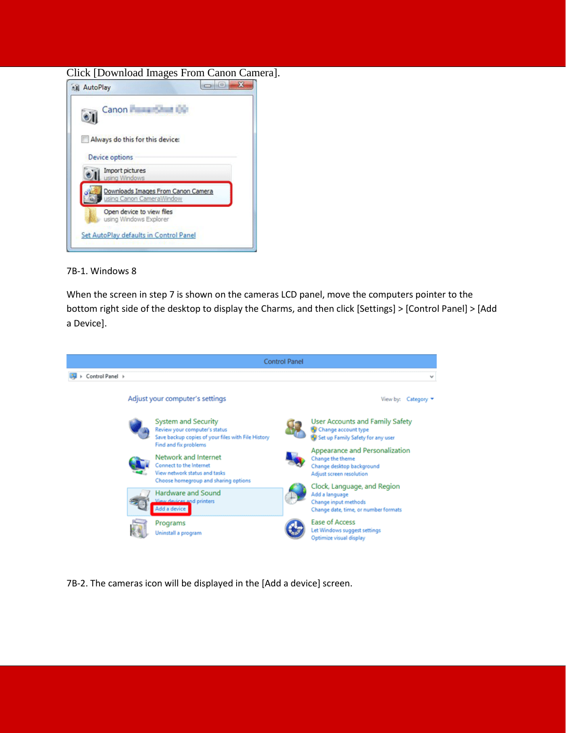Click [Download Images From Canon Camera].

7B-1. Windows 8

When the screen in step 7 is shown on the cameras LCD panel, move the computers pointer to the bottom right side of the desktop to display the Charms, and then click [Settings] > [Control Panel] > [Add a Device].

7B-2. The cameras icon will be displayed in the [Add a device] screen.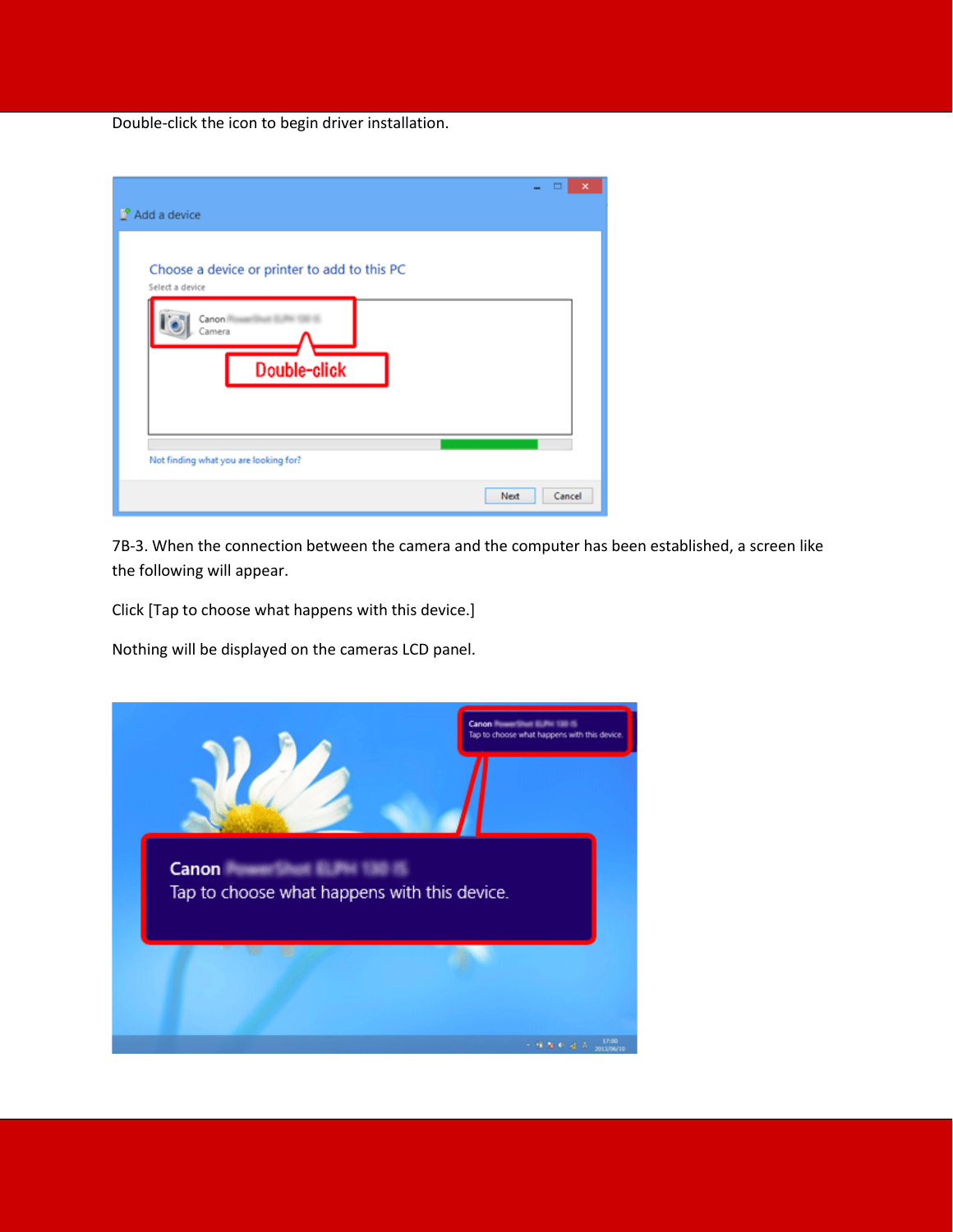Double-click the icon to begin driver installation.

7B-3. When the connection between the camera and the computer has been established, a screen like the following will appear.

Click [Tap to choose what happens with this device.]

Nothing will be displayed on the cameras LCD panel.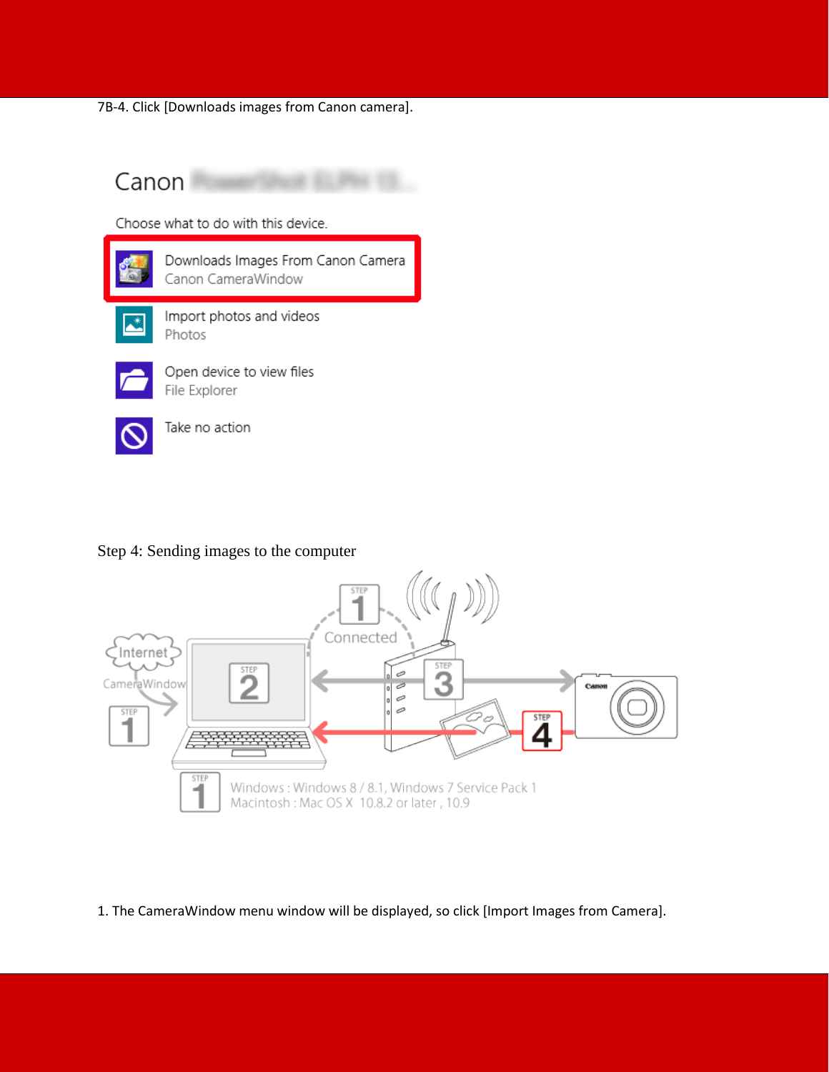7B-4. Click [Downloads images from Canon camera].

Step 4: Sending images to the computer

1. The CameraWindow menu window will be displayed, so click [Import Images from Camera].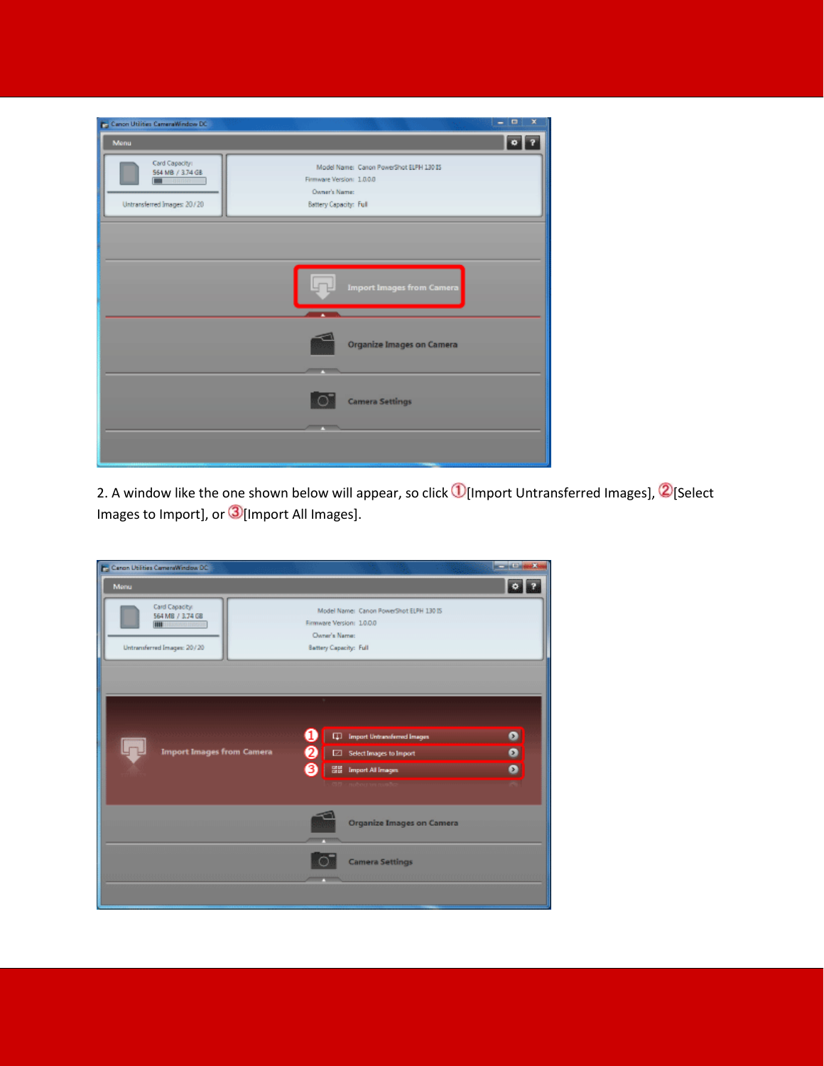2. A window like the one shown below will appear, so click ①[Import Untransferred Images], ②[Select Images to Import], or ③[Import All Images].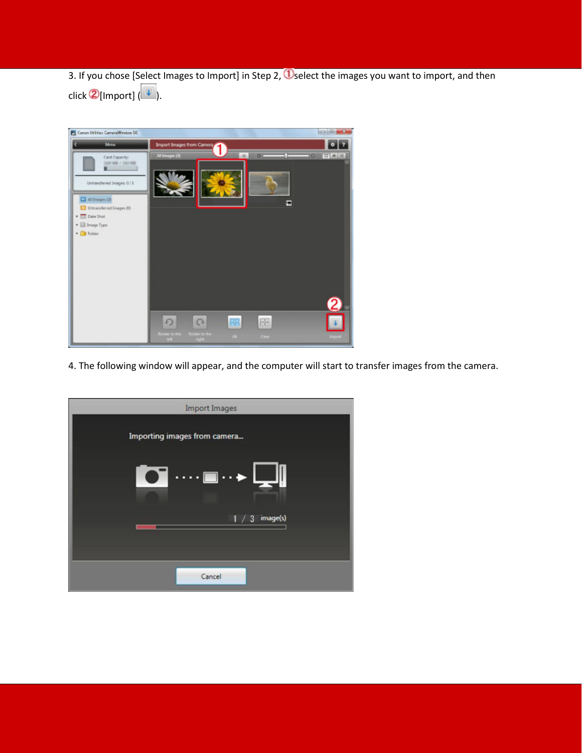3. If you chose [Select Images to Import] in Step 2, ①select the images you want to import, and then click ②[Import] ( ).

4. The following window will appear, and the computer will start to transfer images from the camera.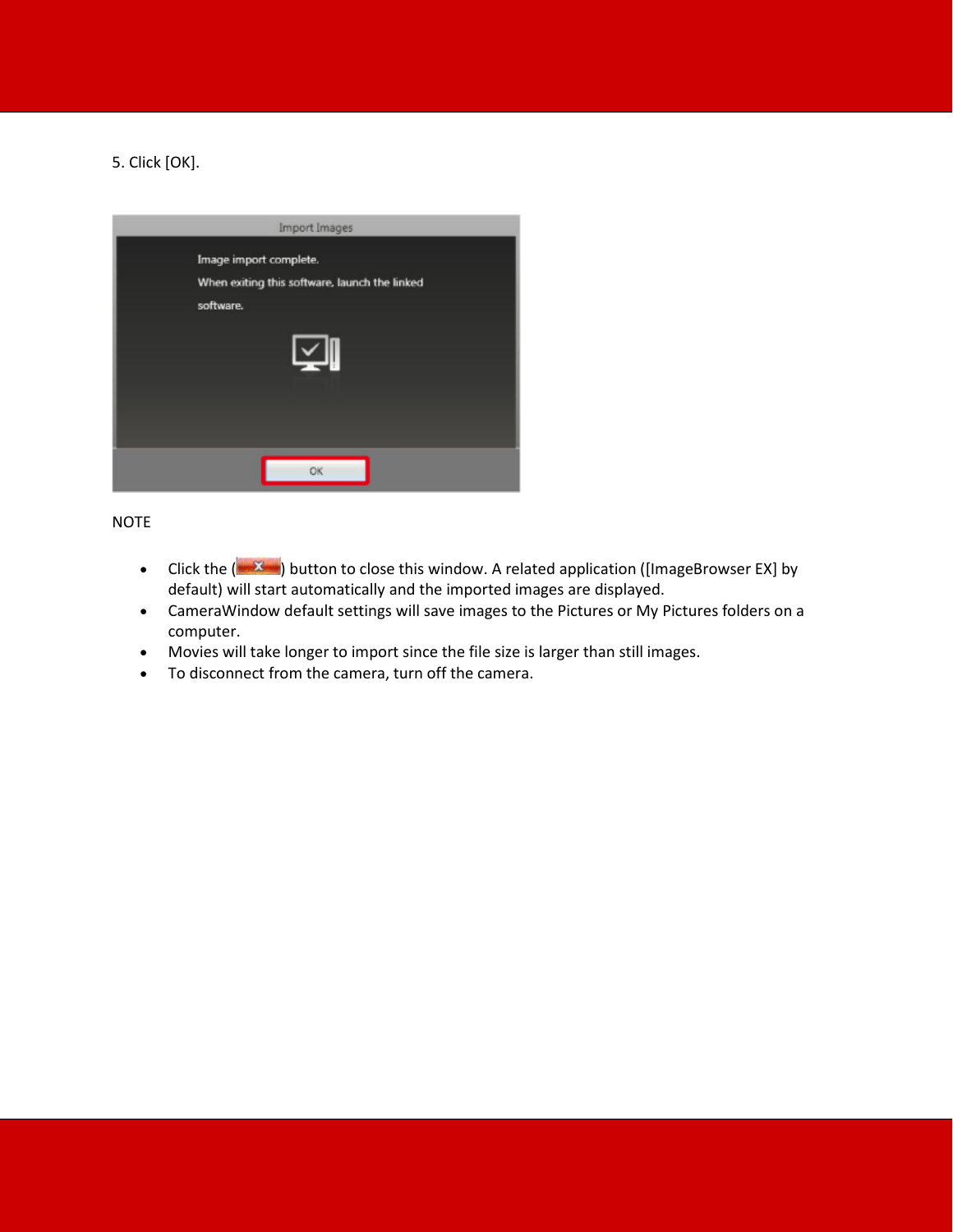5. Click [OK].

NOTE

- Click the ( ) button to close this window. A related application ([ImageBrowser EX] by default) will start automatically and the imported images are displayed.
- CameraWindow default settings will save images to the Pictures or My Pictures folders on a computer.
- Movies will take longer to import since the file size is larger than still images.
- To disconnect from the camera, turn off the camera.